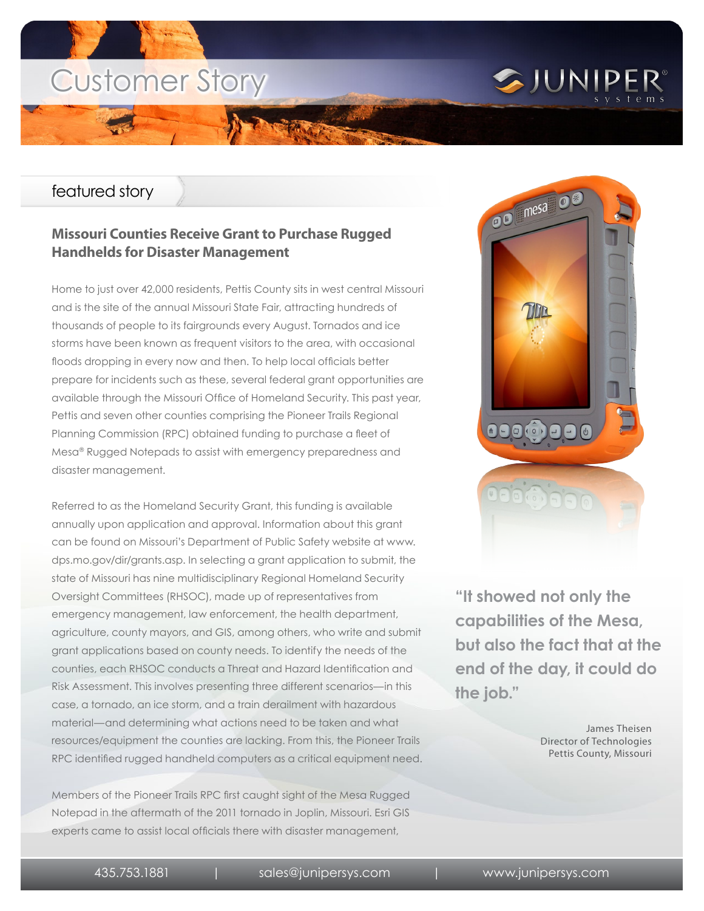# Customer Story

## featured story

### Missouri Counties Receive Grant to Purchase Rugged Handhelds for Disaster Management

Home to just over 42,000 residents, Pettis County sits in west central Missouri and is the site of the annual Missouri State Fair, attracting hundreds of thousands of people to its fairgrounds every August. Tornados and ice storms have been known as frequent visitors to the area, with occasional floods dropping in every now and then. To help local officials better prepare for incidents such as these, several federal grant opportunities are available through the Missouri Office of Homeland Security. This past year, Pettis and seven other counties comprising the Pioneer Trails Regional Planning Commission (RPC) obtained funding to purchase a fleet of Mesa® Rugged Notepads to assist with emergency preparedness and disaster management.

Referred to as the Homeland Security Grant, this funding is available annually upon application and approval. Information about this grant can be found on Missouri's Department of Public Safety website at www.dps.mo.gov/dir/grants.asp. In selecting a grant application to submit, the state of Missouri has nine multidisciplinary Regional Homeland Security Oversight Committees (RHSOC), made up of representatives from emergency management, law enforcement, the health department, agriculture, county mayors, and GIS, among others, who write and submit grant applications based on county needs. To identify the needs of the counties, each RHSOC conducts a Threat and Hazard Identification and Risk Assessment. This involves presenting three different scenarios—in this case, a tornado, an ice storm, and a train derailment with hazardous material—and determining what actions need to be taken and what resources/equipment the counties are lacking. From this, the Pioneer Trails RPC identified rugged handheld computers as a critical equipment need.

Members of the Pioneer Trails RPC first caught sight of the Mesa Rugged Notepad in the aftermath of the 2011 tornado in Joplin, Missouri. Esri GIS experts came to assist local officials there with disaster management,

> **"It showed not only the capabilities of the Mesa, but also the fact that at the end of the day, it could do the job."**
>
> James Theisen
> Director of Technologies
> Pettis County, Missouri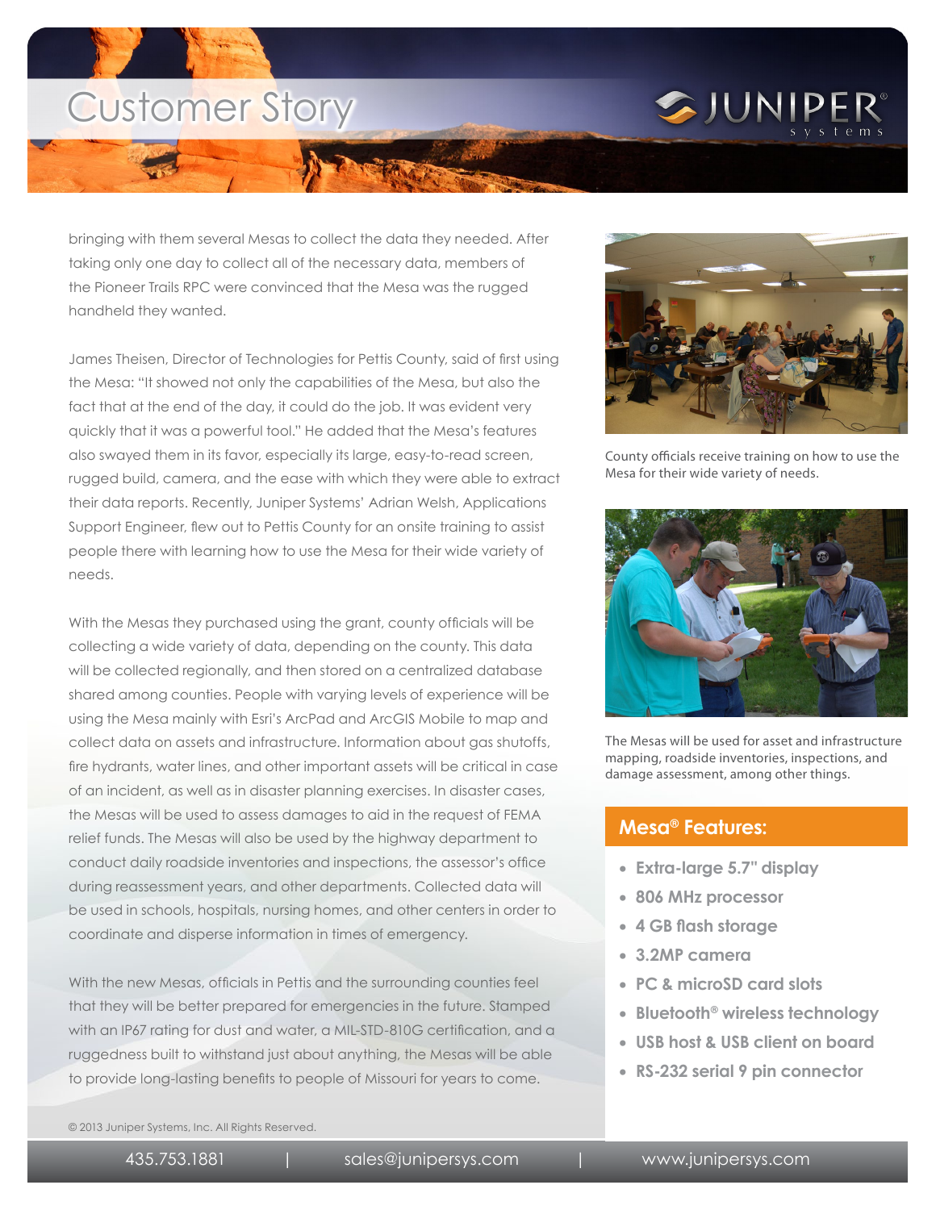# Customer Story

bringing with them several Mesas to collect the data they needed. After taking only one day to collect all of the necessary data, members of the Pioneer Trails RPC were convinced that the Mesa was the rugged handheld they wanted.

James Theisen, Director of Technologies for Pettis County, said of first using the Mesa: "It showed not only the capabilities of the Mesa, but also the fact that at the end of the day, it could do the job. It was evident very quickly that it was a powerful tool." He added that the Mesa's features also swayed them in its favor, especially its large, easy-to-read screen, rugged build, camera, and the ease with which they were able to extract their data reports. Recently, Juniper Systems' Adrian Welsh, Applications Support Engineer, flew out to Pettis County for an onsite training to assist people there with learning how to use the Mesa for their wide variety of needs.

With the Mesas they purchased using the grant, county officials will be collecting a wide variety of data, depending on the county. This data will be collected regionally, and then stored on a centralized database shared among counties. People with varying levels of experience will be using the Mesa mainly with Esri's ArcPad and ArcGIS Mobile to map and collect data on assets and infrastructure. Information about gas shutoffs, fire hydrants, water lines, and other important assets will be critical in case of an incident, as well as in disaster planning exercises. In disaster cases, the Mesas will be used to assess damages to aid in the request of FEMA relief funds. The Mesas will also be used by the highway department to conduct daily roadside inventories and inspections, the assessor's office during reassessment years, and other departments. Collected data will be used in schools, hospitals, nursing homes, and other centers in order to coordinate and disperse information in times of emergency.

With the new Mesas, officials in Pettis and the surrounding counties feel that they will be better prepared for emergencies in the future. Stamped with an IP67 rating for dust and water, a MIL-STD-810G certification, and a ruggedness built to withstand just about anything, the Mesas will be able to provide long-lasting benefits to people of Missouri for years to come.

County officials receive training on how to use the Mesa for their wide variety of needs.

The Mesas will be used for asset and infrastructure mapping, roadside inventories, inspections, and damage assessment, among other things.

## Mesa® Features:

- Extra-large 5.7" display
- 806 MHz processor
- 4 GB flash storage
- 3.2MP camera
- PC & microSD card slots
- Bluetooth® wireless technology
- USB host & USB client on board
- RS-232 serial 9 pin connector

© 2013 Juniper Systems, Inc. All Rights Reserved.

435.753.1881 | sales@junipersys.com | www.junipersys.com